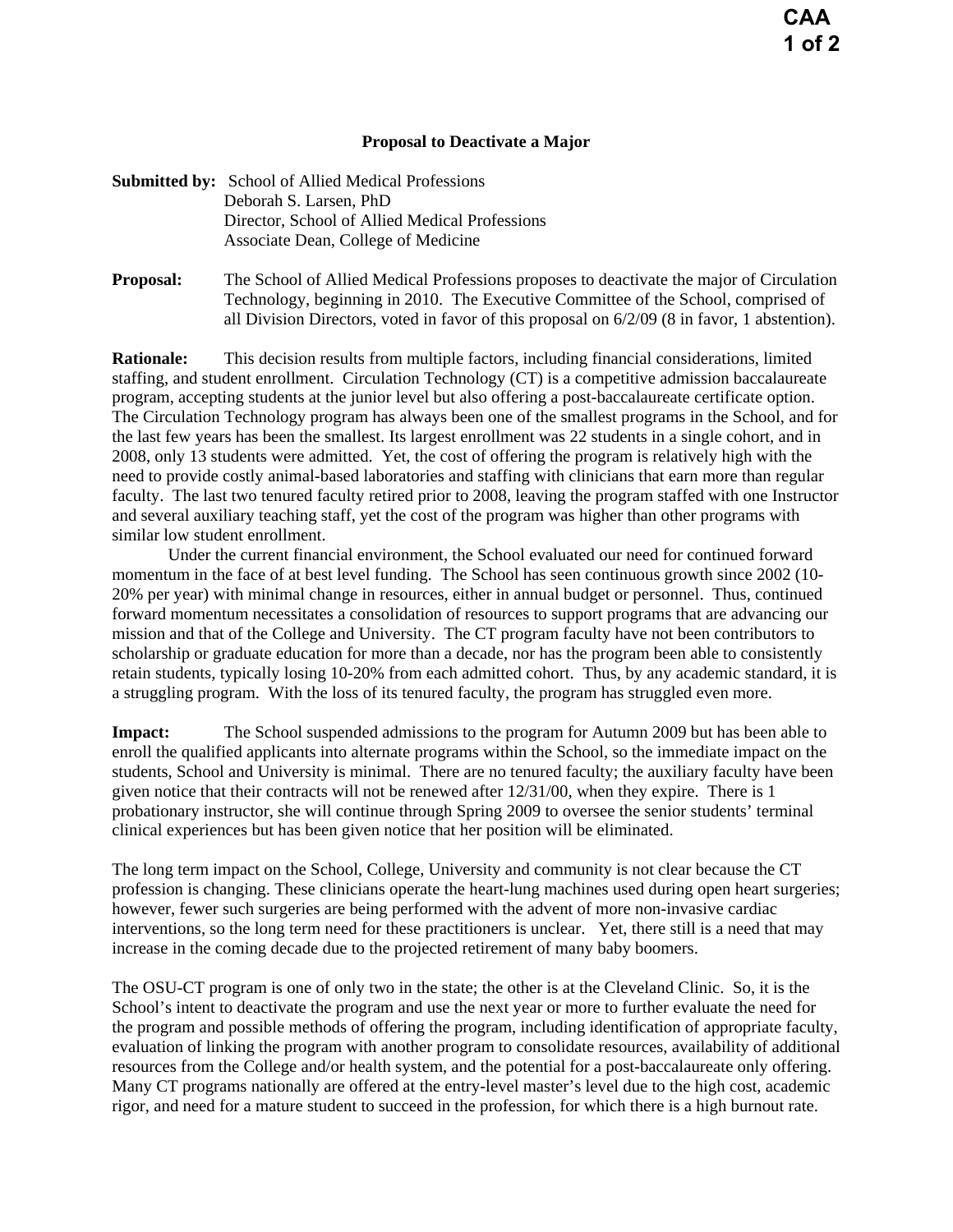**Proposal to Deactivate a Major**

**Submitted by:** School of Allied Medical Professions
Deborah S. Larsen, PhD
Director, School of Allied Medical Professions
Associate Dean, College of Medicine

**Proposal:** The School of Allied Medical Professions proposes to deactivate the major of Circulation Technology, beginning in 2010. The Executive Committee of the School, comprised of all Division Directors, voted in favor of this proposal on 6/2/09 (8 in favor, 1 abstention).

**Rationale:** This decision results from multiple factors, including financial considerations, limited staffing, and student enrollment. Circulation Technology (CT) is a competitive admission baccalaureate program, accepting students at the junior level but also offering a post-baccalaureate certificate option. The Circulation Technology program has always been one of the smallest programs in the School, and for the last few years has been the smallest. Its largest enrollment was 22 students in a single cohort, and in 2008, only 13 students were admitted. Yet, the cost of offering the program is relatively high with the need to provide costly animal-based laboratories and staffing with clinicians that earn more than regular faculty. The last two tenured faculty retired prior to 2008, leaving the program staffed with one Instructor and several auxiliary teaching staff, yet the cost of the program was higher than other programs with similar low student enrollment.

Under the current financial environment, the School evaluated our need for continued forward momentum in the face of at best level funding. The School has seen continuous growth since 2002 (10-20% per year) with minimal change in resources, either in annual budget or personnel. Thus, continued forward momentum necessitates a consolidation of resources to support programs that are advancing our mission and that of the College and University. The CT program faculty have not been contributors to scholarship or graduate education for more than a decade, nor has the program been able to consistently retain students, typically losing 10-20% from each admitted cohort. Thus, by any academic standard, it is a struggling program. With the loss of its tenured faculty, the program has struggled even more.

**Impact:** The School suspended admissions to the program for Autumn 2009 but has been able to enroll the qualified applicants into alternate programs within the School, so the immediate impact on the students, School and University is minimal. There are no tenured faculty; the auxiliary faculty have been given notice that their contracts will not be renewed after 12/31/00, when they expire. There is 1 probationary instructor, she will continue through Spring 2009 to oversee the senior students' terminal clinical experiences but has been given notice that her position will be eliminated.

The long term impact on the School, College, University and community is not clear because the CT profession is changing. These clinicians operate the heart-lung machines used during open heart surgeries; however, fewer such surgeries are being performed with the advent of more non-invasive cardiac interventions, so the long term need for these practitioners is unclear. Yet, there still is a need that may increase in the coming decade due to the projected retirement of many baby boomers.

The OSU-CT program is one of only two in the state; the other is at the Cleveland Clinic. So, it is the School's intent to deactivate the program and use the next year or more to further evaluate the need for the program and possible methods of offering the program, including identification of appropriate faculty, evaluation of linking the program with another program to consolidate resources, availability of additional resources from the College and/or health system, and the potential for a post-baccalaureate only offering. Many CT programs nationally are offered at the entry-level master's level due to the high cost, academic rigor, and need for a mature student to succeed in the profession, for which there is a high burnout rate.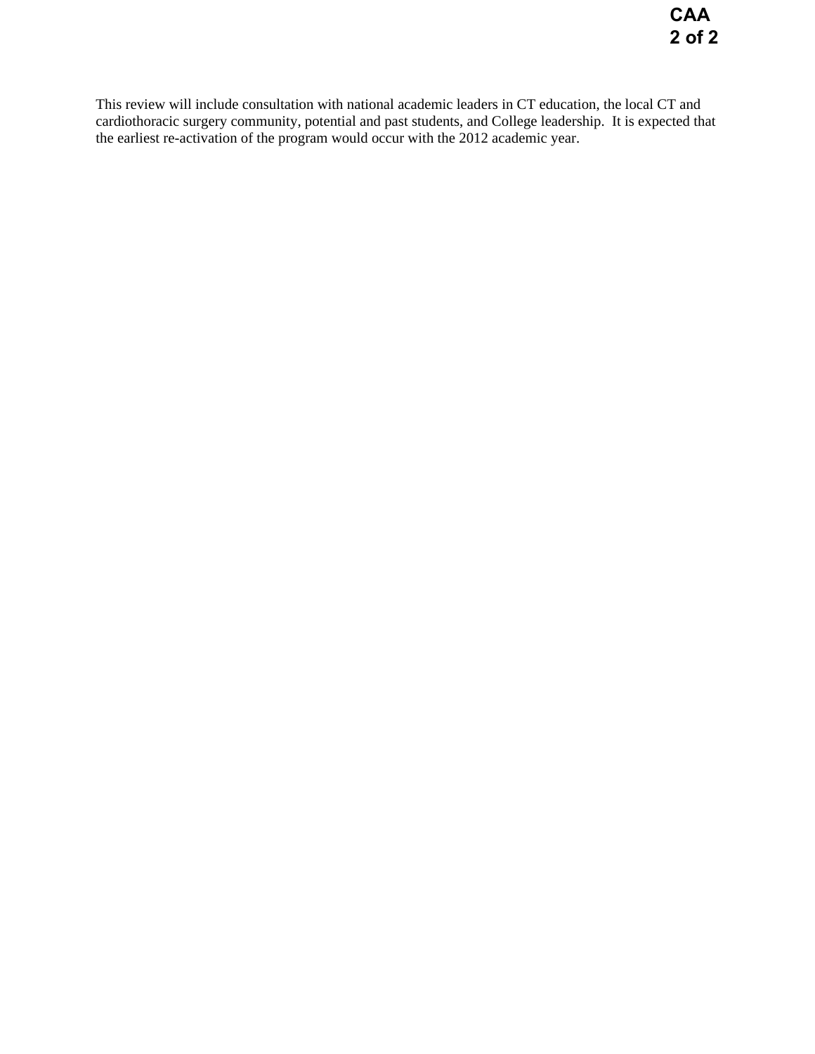This review will include consultation with national academic leaders in CT education, the local CT and cardiothoracic surgery community, potential and past students, and College leadership. It is expected that the earliest re-activation of the program would occur with the 2012 academic year.